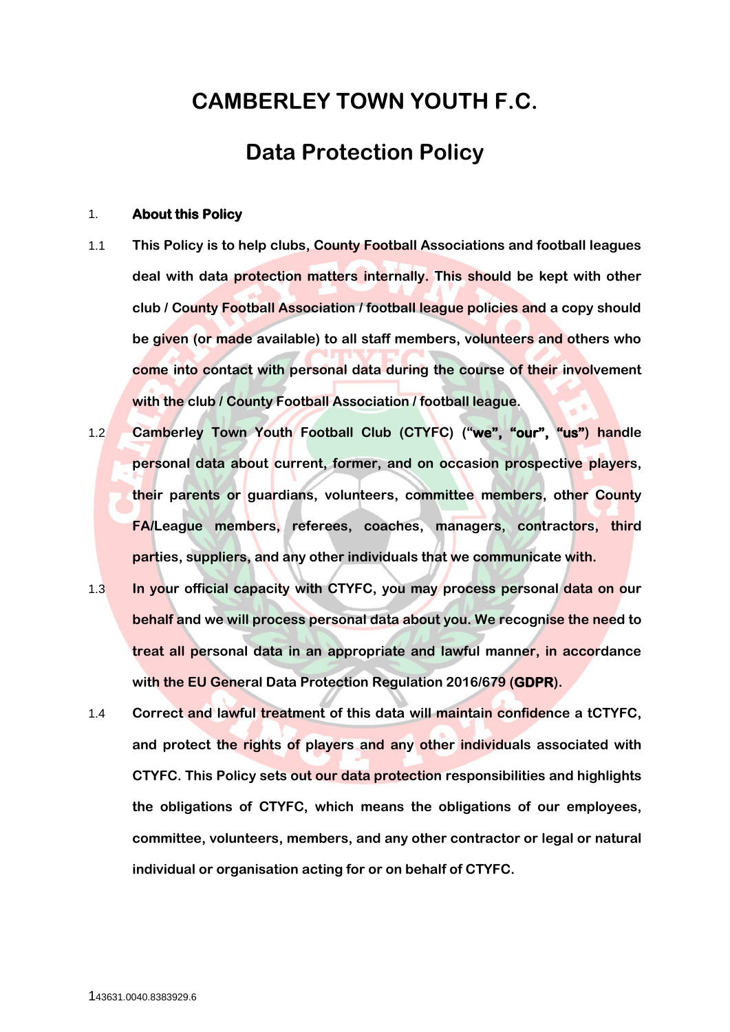# CAMBERLEY TOWN YOUTH F.C.

# Data Protection Policy

1. **About this Policy**

1.1 This Policy is to help clubs, County Football Associations and football leagues deal with data protection matters internally. This should be kept with other club / County Football Association / football league policies and a copy should be given (or made available) to all staff members, volunteers and others who come into contact with personal data during the course of their involvement with the club / County Football Association / football league.

1.2 Camberley Town Youth Football Club (CTYFC) (**"we", "our", "us"**) handle personal data about current, former, and on occasion prospective players, their parents or guardians, volunteers, committee members, other County FA/League members, referees, coaches, managers, contractors, third parties, suppliers, and any other individuals that we communicate with.

1.3 In your official capacity with CTYFC, you may process personal data on our behalf and we will process personal data about you. We recognise the need to treat all personal data in an appropriate and lawful manner, in accordance with the EU General Data Protection Regulation 2016/679 (**GDPR**).

1.4 Correct and lawful treatment of this data will maintain confidence a tCTYFC, and protect the rights of players and any other individuals associated with CTYFC. This Policy sets out our data protection responsibilities and highlights the obligations of CTYFC, which means the obligations of our employees, committee, volunteers, members, and any other contractor or legal or natural individual or organisation acting for or on behalf of CTYFC.

143631.0040.8383929.6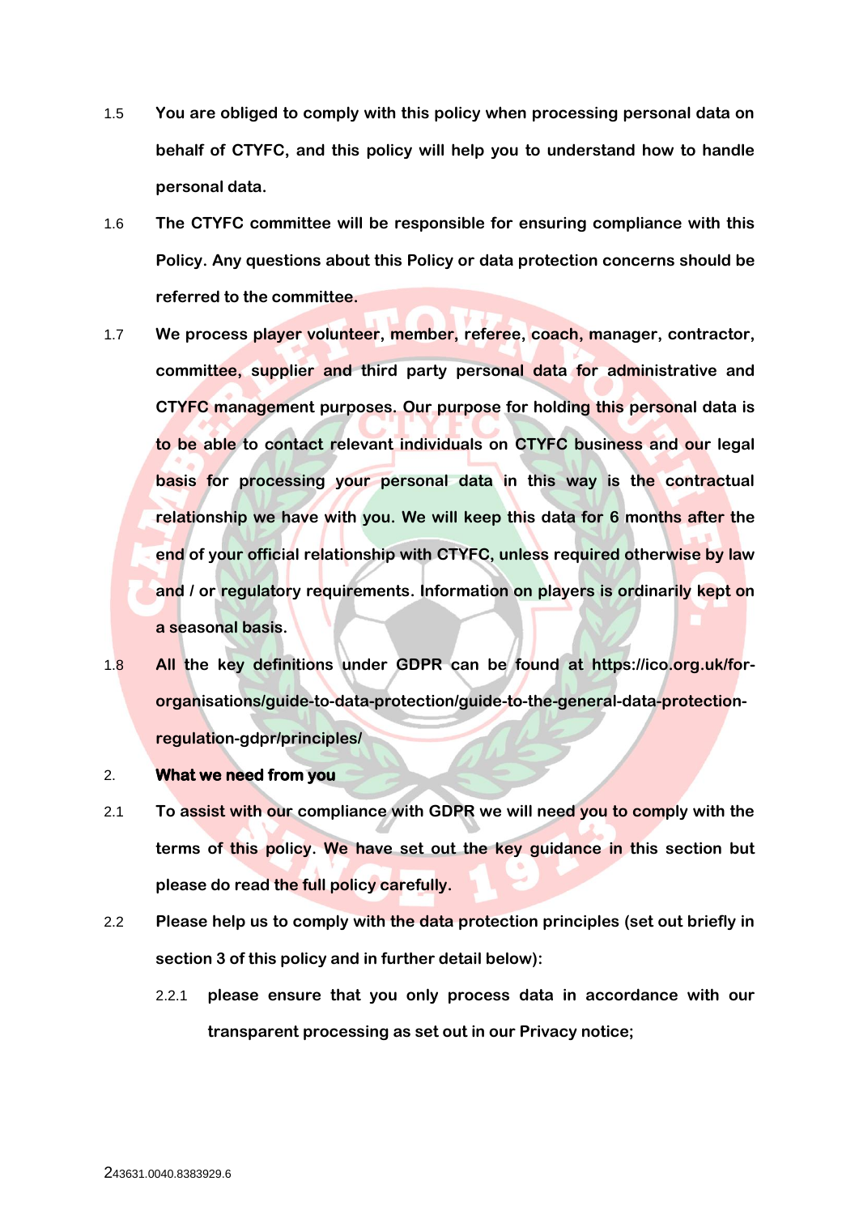1.5 **You are obliged to comply with this policy when processing personal data on behalf of CTYFC, and this policy will help you to understand how to handle personal data.**

1.6 **The CTYFC committee will be responsible for ensuring compliance with this Policy. Any questions about this Policy or data protection concerns should be referred to the committee.**

1.7 **We process player volunteer, member, referee, coach, manager, contractor, committee, supplier and third party personal data for administrative and CTYFC management purposes. Our purpose for holding this personal data is to be able to contact relevant individuals on CTYFC business and our legal basis for processing your personal data in this way is the contractual relationship we have with you. We will keep this data for 6 months after the end of your official relationship with CTYFC, unless required otherwise by law and / or regulatory requirements. Information on players is ordinarily kept on a seasonal basis.**

1.8 **All the key definitions under GDPR can be found at https://ico.org.uk/for-organisations/guide-to-data-protection/guide-to-the-general-data-protection-regulation-gdpr/principles/**

## 2. What we need from you

2.1 **To assist with our compliance with GDPR we will need you to comply with the terms of this policy. We have set out the key guidance in this section but please do read the full policy carefully.**

2.2 **Please help us to comply with the data protection principles (set out briefly in section 3 of this policy and in further detail below):**

2.2.1 **please ensure that you only process data in accordance with our transparent processing as set out in our Privacy notice;**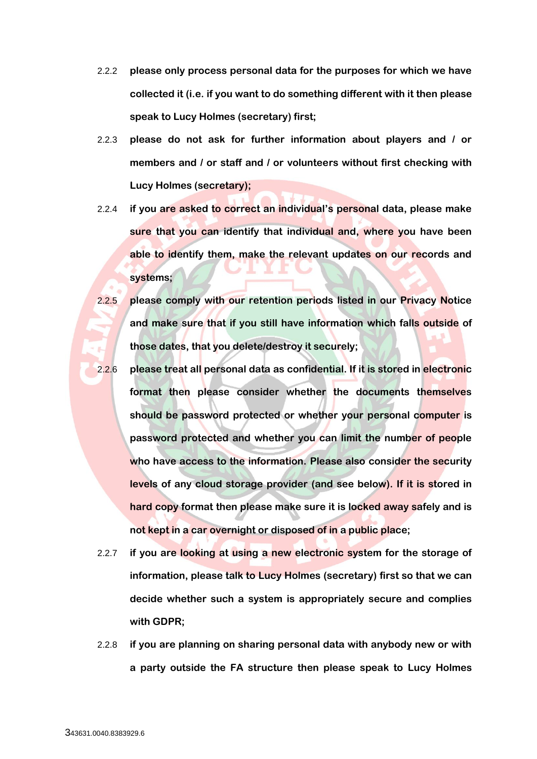2.2.2 **please only process personal data for the purposes for which we have collected it (i.e. if you want to do something different with it then please speak to Lucy Holmes (secretary) first;**

2.2.3 **please do not ask for further information about players and / or members and / or staff and / or volunteers without first checking with Lucy Holmes (secretary);**

2.2.4 **if you are asked to correct an individual's personal data, please make sure that you can identify that individual and, where you have been able to identify them, make the relevant updates on our records and systems;**

2.2.5 **please comply with our retention periods listed in our Privacy Notice and make sure that if you still have information which falls outside of those dates, that you delete/destroy it securely;**

2.2.6 **please treat all personal data as confidential. If it is stored in electronic format then please consider whether the documents themselves should be password protected or whether your personal computer is password protected and whether you can limit the number of people who have access to the information. Please also consider the security levels of any cloud storage provider (and see below). If it is stored in hard copy format then please make sure it is locked away safely and is not kept in a car overnight or disposed of in a public place;**

2.2.7 **if you are looking at using a new electronic system for the storage of information, please talk to Lucy Holmes (secretary) first so that we can decide whether such a system is appropriately secure and complies with GDPR;**

2.2.8 **if you are planning on sharing personal data with anybody new or with a party outside the FA structure then please speak to Lucy Holmes**

343631.0040.8383929.6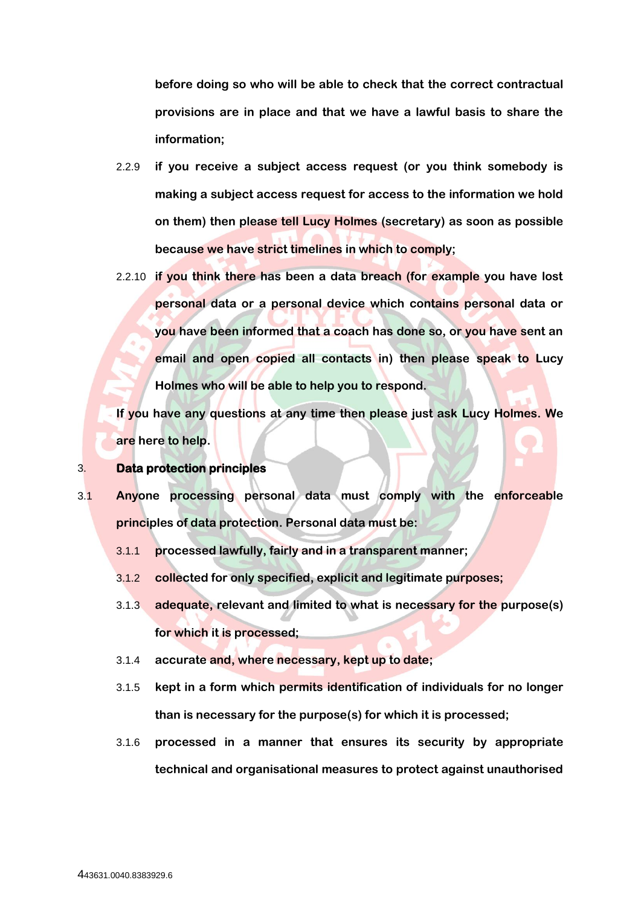before doing so who will be able to check that the correct contractual provisions are in place and that we have a lawful basis to share the information;

2.2.9 if you receive a subject access request (or you think somebody is making a subject access request for access to the information we hold on them) then please tell Lucy Holmes (secretary) as soon as possible because we have strict timelines in which to comply;

2.2.10 if you think there has been a data breach (for example you have lost personal data or a personal device which contains personal data or you have been informed that a coach has done so, or you have sent an email and open copied all contacts in) then please speak to Lucy Holmes who will be able to help you to respond.

If you have any questions at any time then please just ask Lucy Holmes. We are here to help.

## 3. Data protection principles

3.1 Anyone processing personal data must comply with the enforceable principles of data protection. Personal data must be:

3.1.1 processed lawfully, fairly and in a transparent manner;

3.1.2 collected for only specified, explicit and legitimate purposes;

3.1.3 adequate, relevant and limited to what is necessary for the purpose(s) for which it is processed;

3.1.4 accurate and, where necessary, kept up to date;

3.1.5 kept in a form which permits identification of individuals for no longer than is necessary for the purpose(s) for which it is processed;

3.1.6 processed in a manner that ensures its security by appropriate technical and organisational measures to protect against unauthorised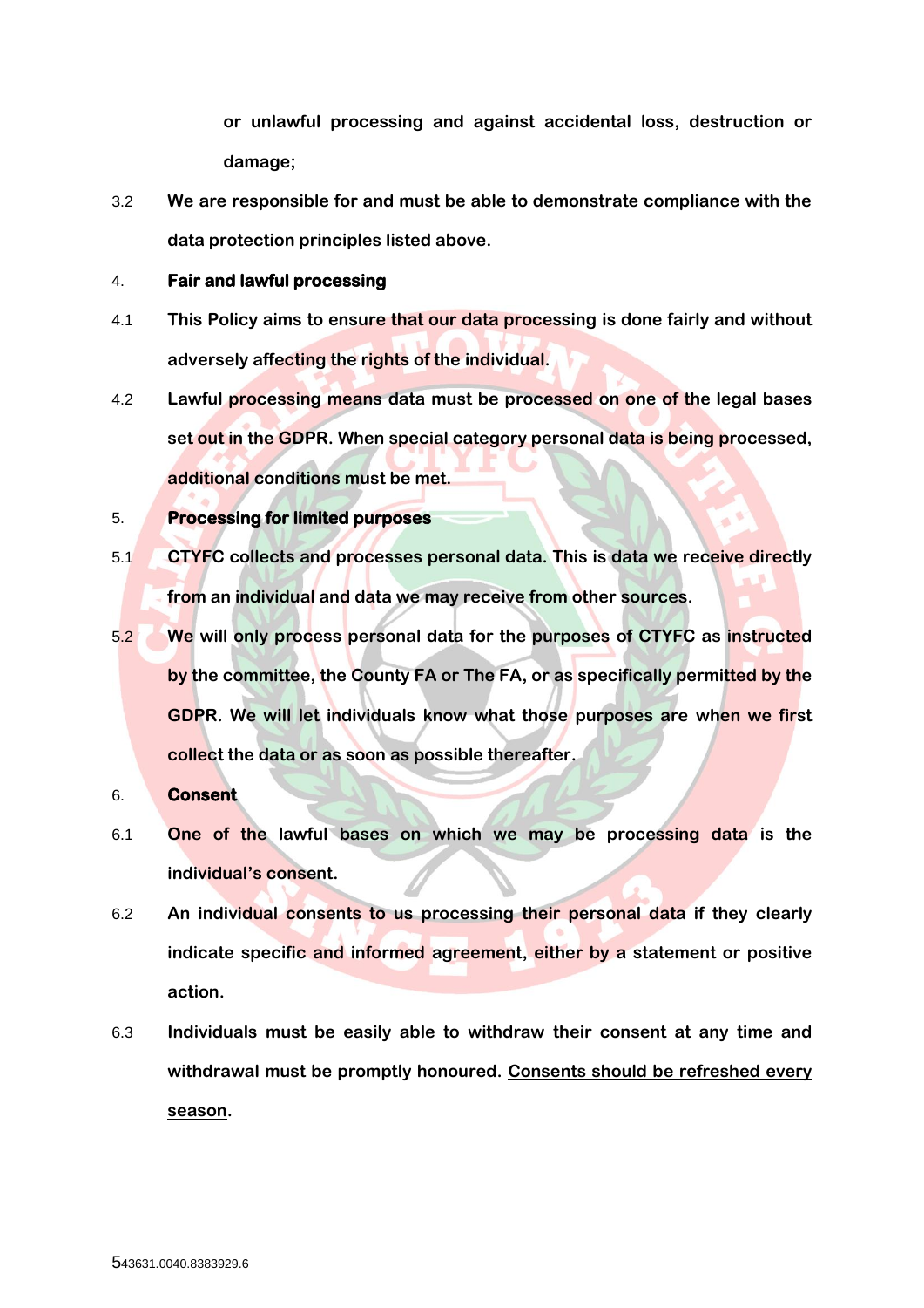or unlawful processing and against accidental loss, destruction or damage;

3.2 We are responsible for and must be able to demonstrate compliance with the data protection principles listed above.

4. **Fair and lawful processing**

4.1 This Policy aims to ensure that our data processing is done fairly and without adversely affecting the rights of the individual.

4.2 Lawful processing means data must be processed on one of the legal bases set out in the GDPR. When special category personal data is being processed, additional conditions must be met.

5. **Processing for limited purposes**

5.1 CTYFC collects and processes personal data. This is data we receive directly from an individual and data we may receive from other sources.

5.2 We will only process personal data for the purposes of CTYFC as instructed by the committee, the County FA or The FA, or as specifically permitted by the GDPR. We will let individuals know what those purposes are when we first collect the data or as soon as possible thereafter.

6. **Consent**

6.1 One of the lawful bases on which we may be processing data is the individual's consent.

6.2 An individual consents to us processing their personal data if they clearly indicate specific and informed agreement, either by a statement or positive action.

6.3 Individuals must be easily able to withdraw their consent at any time and withdrawal must be promptly honoured. <u>Consents should be refreshed every season</u>.

543631.0040.8383929.6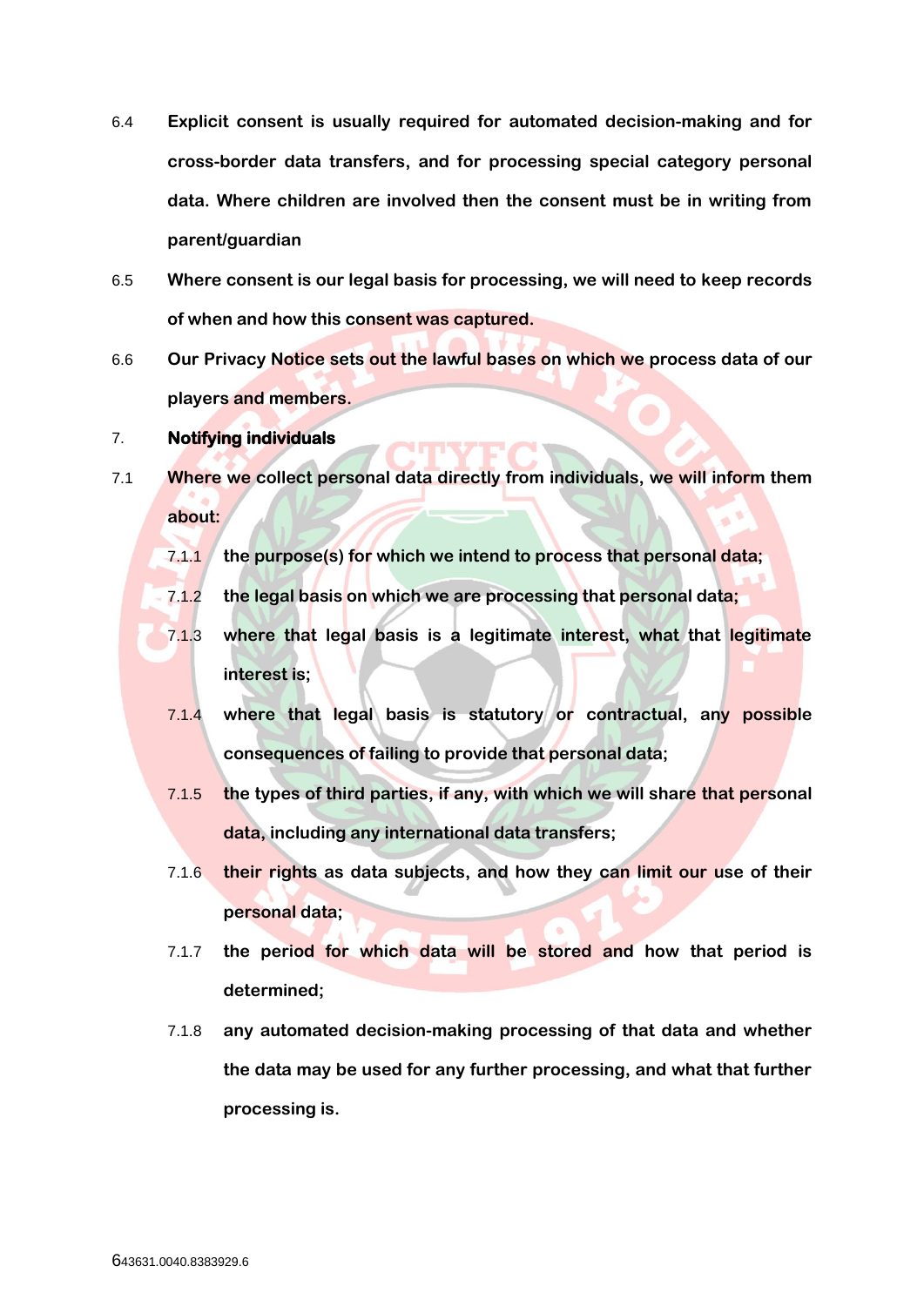6.4 **Explicit consent is usually required for automated decision-making and for cross-border data transfers, and for processing special category personal data. Where children are involved then the consent must be in writing from parent/guardian**

6.5 **Where consent is our legal basis for processing, we will need to keep records of when and how this consent was captured.**

6.6 **Our Privacy Notice sets out the lawful bases on which we process data of our players and members.**

## 7. Notifying individuals

7.1 **Where we collect personal data directly from individuals, we will inform them about:**

- 7.1.1 **the purpose(s) for which we intend to process that personal data;**
- 7.1.2 **the legal basis on which we are processing that personal data;**
- 7.1.3 **where that legal basis is a legitimate interest, what that legitimate interest is;**
- 7.1.4 **where that legal basis is statutory or contractual, any possible consequences of failing to provide that personal data;**
- 7.1.5 **the types of third parties, if any, with which we will share that personal data, including any international data transfers;**
- 7.1.6 **their rights as data subjects, and how they can limit our use of their personal data;**
- 7.1.7 **the period for which data will be stored and how that period is determined;**
- 7.1.8 **any automated decision-making processing of that data and whether the data may be used for any further processing, and what that further processing is.**

643631.0040.8383929.6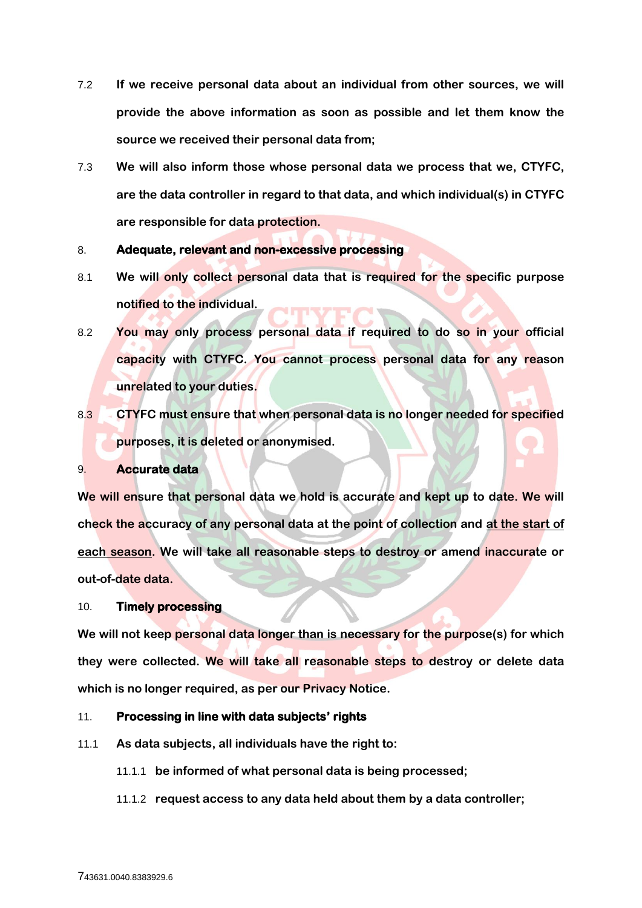7.2 If we receive personal data about an individual from other sources, we will provide the above information as soon as possible and let them know the source we received their personal data from;

7.3 We will also inform those whose personal data we process that we, CTYFC, are the data controller in regard to that data, and which individual(s) in CTYFC are responsible for data protection.

8. **Adequate, relevant and non-excessive processing**

8.1 We will only collect personal data that is required for the specific purpose notified to the individual.

8.2 You may only process personal data if required to do so in your official capacity with CTYFC. You cannot process personal data for any reason unrelated to your duties.

8.3 CTYFC must ensure that when personal data is no longer needed for specified purposes, it is deleted or anonymised.

9. **Accurate data**

We will ensure that personal data we hold is accurate and kept up to date. We will check the accuracy of any personal data at the point of collection and <u>at the start of each season</u>. We will take all reasonable steps to destroy or amend inaccurate or out-of-date data.

10. **Timely processing**

We will not keep personal data longer than is necessary for the purpose(s) for which they were collected. We will take all reasonable steps to destroy or delete data which is no longer required, as per our Privacy Notice.

11. **Processing in line with data subjects' rights**

11.1 As data subjects, all individuals have the right to:

11.1.1 be informed of what personal data is being processed;

11.1.2 request access to any data held about them by a data controller;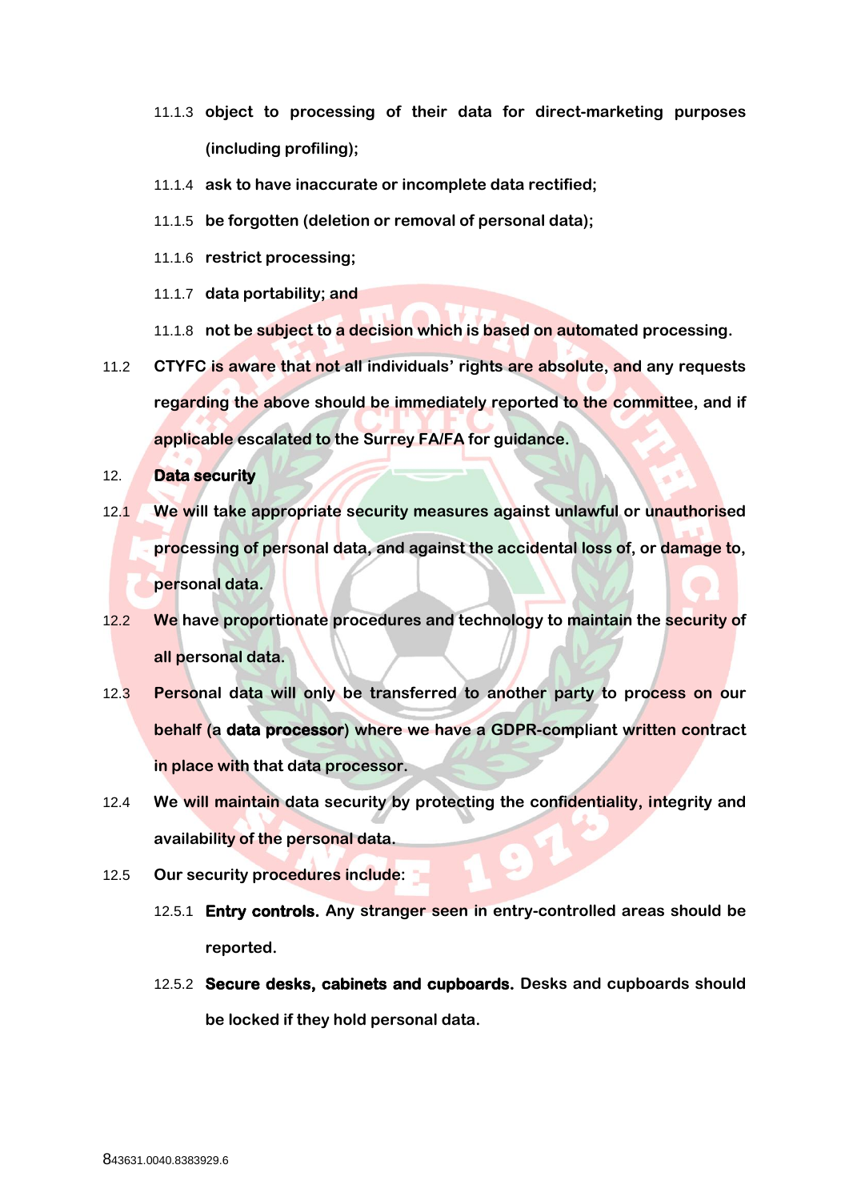11.1.3 **object to processing of their data for direct-marketing purposes (including profiling);**

11.1.4 **ask to have inaccurate or incomplete data rectified;**

11.1.5 **be forgotten (deletion or removal of personal data);**

11.1.6 **restrict processing;**

11.1.7 **data portability; and**

11.1.8 **not be subject to a decision which is based on automated processing.**

11.2 **CTYFC is aware that not all individuals' rights are absolute, and any requests regarding the above should be immediately reported to the committee, and if applicable escalated to the Surrey FA/FA for guidance.**

## 12. Data security

12.1 **We will take appropriate security measures against unlawful or unauthorised processing of personal data, and against the accidental loss of, or damage to, personal data.**

12.2 **We have proportionate procedures and technology to maintain the security of all personal data.**

12.3 **Personal data will only be transferred to another party to process on our behalf (a data processor) where we have a GDPR-compliant written contract in place with that data processor.**

12.4 **We will maintain data security by protecting the confidentiality, integrity and availability of the personal data.**

12.5 **Our security procedures include:**

12.5.1 **Entry controls.** **Any stranger seen in entry-controlled areas should be reported.**

12.5.2 **Secure desks, cabinets and cupboards.** **Desks and cupboards should be locked if they hold personal data.**

843631.0040.8383929.6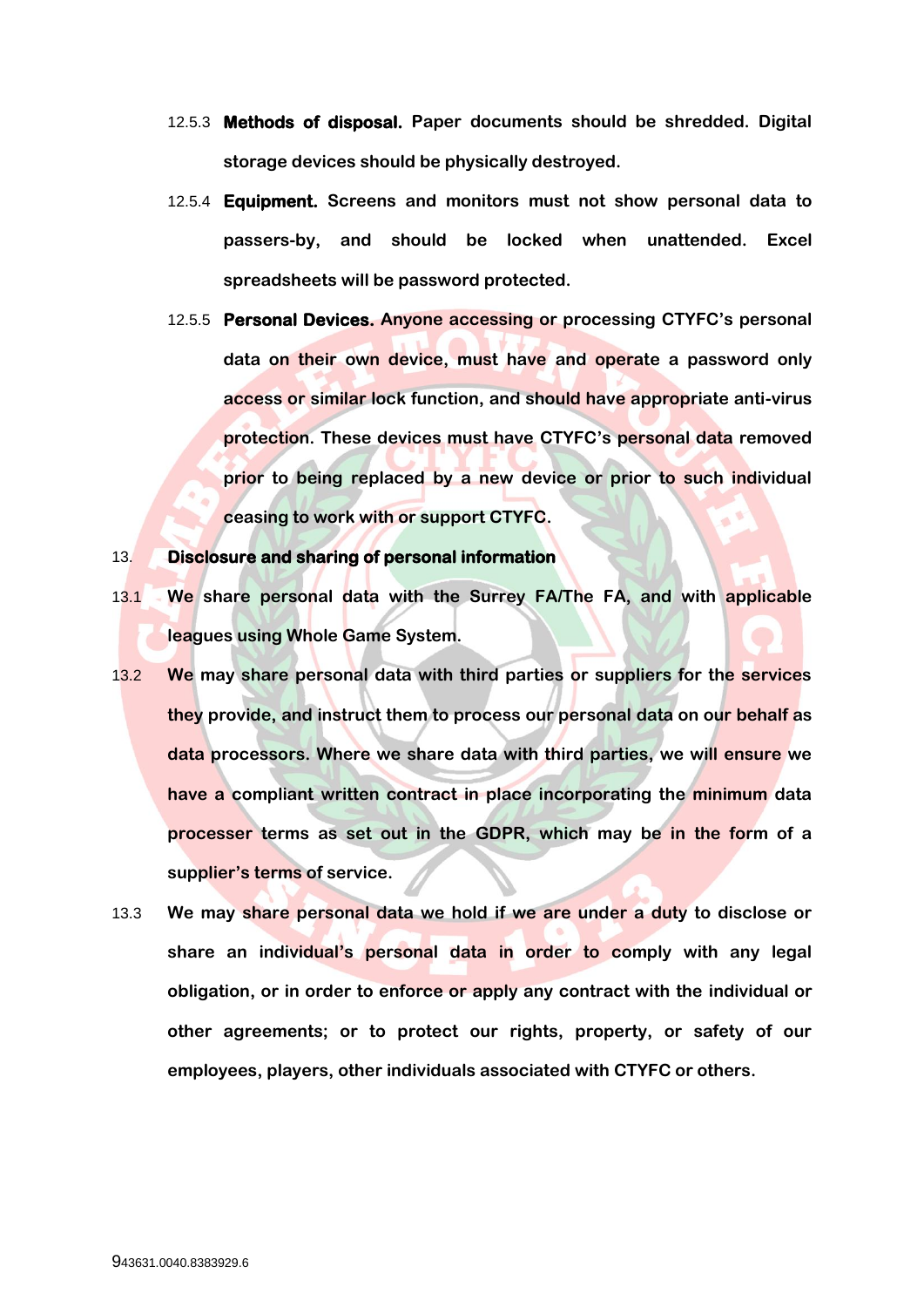12.5.3 **Methods of disposal.** Paper documents should be shredded. Digital storage devices should be physically destroyed.

12.5.4 **Equipment.** Screens and monitors must not show personal data to passers-by, and should be locked when unattended. Excel spreadsheets will be password protected.

12.5.5 **Personal Devices.** Anyone accessing or processing CTYFC's personal data on their own device, must have and operate a password only access or similar lock function, and should have appropriate anti-virus protection. These devices must have CTYFC's personal data removed prior to being replaced by a new device or prior to such individual ceasing to work with or support CTYFC.

## 13. Disclosure and sharing of personal information

13.1 We share personal data with the Surrey FA/The FA, and with applicable leagues using Whole Game System.

13.2 We may share personal data with third parties or suppliers for the services they provide, and instruct them to process our personal data on our behalf as data processors. Where we share data with third parties, we will ensure we have a compliant written contract in place incorporating the minimum data processer terms as set out in the GDPR, which may be in the form of a supplier's terms of service.

13.3 We may share personal data we hold if we are under a duty to disclose or share an individual's personal data in order to comply with any legal obligation, or in order to enforce or apply any contract with the individual or other agreements; or to protect our rights, property, or safety of our employees, players, other individuals associated with CTYFC or others.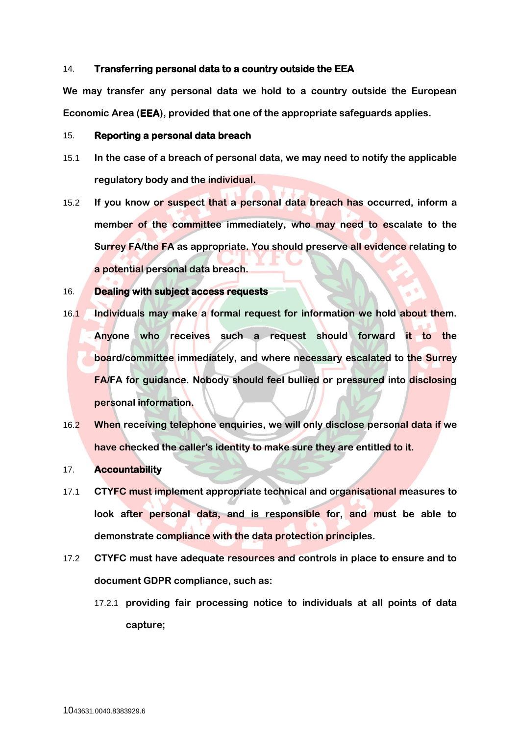## 14. Transferring personal data to a country outside the EEA

We may transfer any personal data we hold to a country outside the European Economic Area (**EEA**), provided that one of the appropriate safeguards applies.

## 15. Reporting a personal data breach

15.1 In the case of a breach of personal data, we may need to notify the applicable regulatory body and the individual.

15.2 If you know or suspect that a personal data breach has occurred, inform a member of the committee immediately, who may need to escalate to the Surrey FA/the FA as appropriate. You should preserve all evidence relating to a potential personal data breach.

## 16. Dealing with subject access requests

16.1 Individuals may make a formal request for information we hold about them. Anyone who receives such a request should forward it to the board/committee immediately, and where necessary escalated to the Surrey FA/FA for guidance. Nobody should feel bullied or pressured into disclosing personal information.

16.2 When receiving telephone enquiries, we will only disclose personal data if we have checked the caller's identity to make sure they are entitled to it.

## 17. Accountability

17.1 CTYFC must implement appropriate technical and organisational measures to look after personal data, and is responsible for, and must be able to demonstrate compliance with the data protection principles.

17.2 CTYFC must have adequate resources and controls in place to ensure and to document GDPR compliance, such as:

17.2.1 providing fair processing notice to individuals at all points of data capture;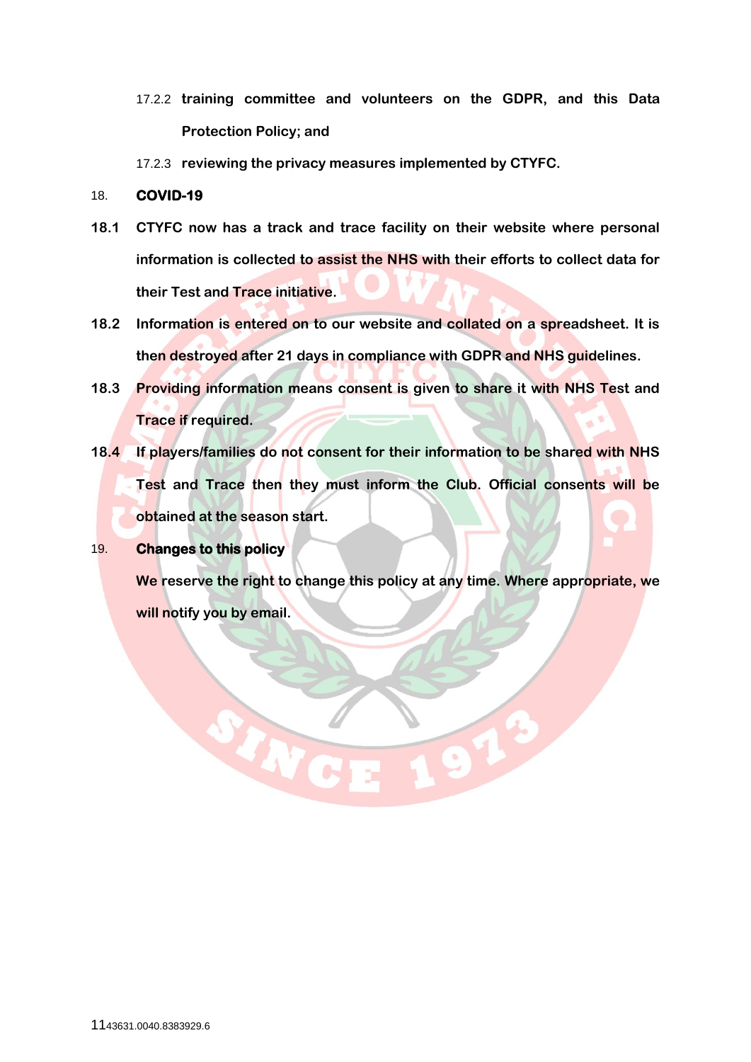17.2.2 **training committee and volunteers on the GDPR, and this Data Protection Policy; and**

17.2.3 **reviewing the privacy measures implemented by CTYFC.**

## 18. COVID-19

**18.1 CTYFC now has a track and trace facility on their website where personal information is collected to assist the NHS with their efforts to collect data for their Test and Trace initiative.**

**18.2 Information is entered on to our website and collated on a spreadsheet. It is then destroyed after 21 days in compliance with GDPR and NHS guidelines.**

**18.3 Providing information means consent is given to share it with NHS Test and Trace if required.**

**18.4 If players/families do not consent for their information to be shared with NHS Test and Trace then they must inform the Club. Official consents will be obtained at the season start.**

## 19. Changes to this policy

**We reserve the right to change this policy at any time. Where appropriate, we will notify you by email.**

43631.0040.8383929.6